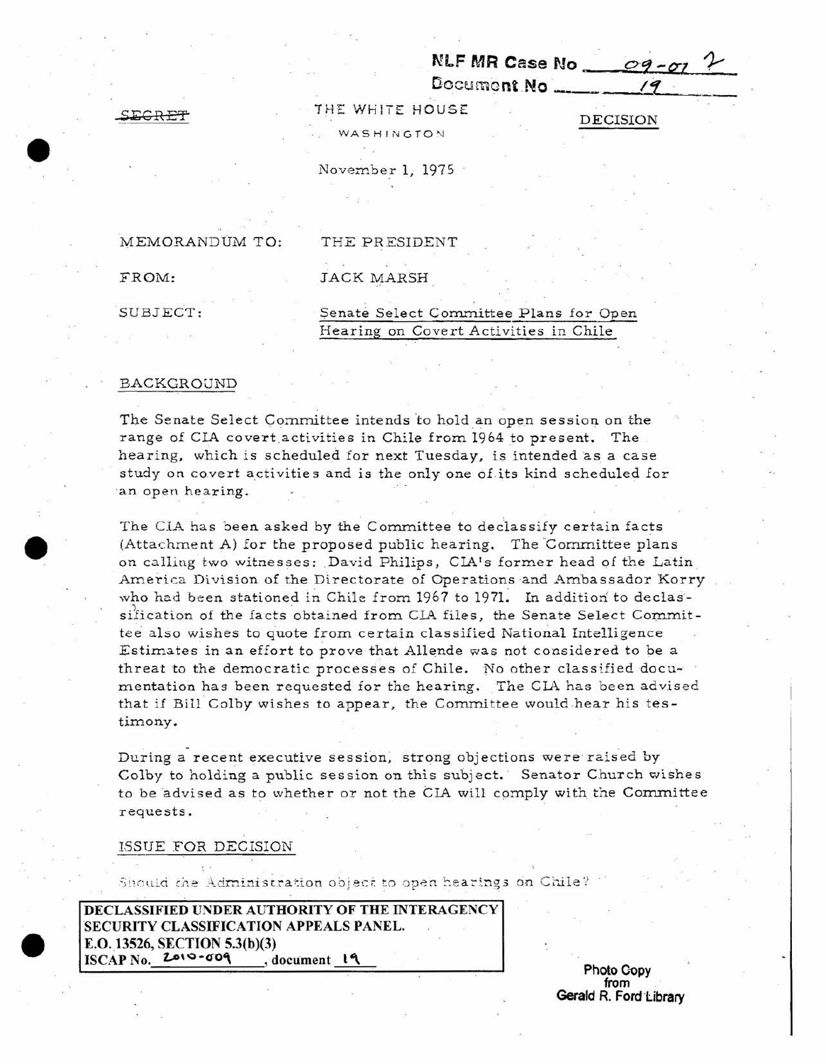NLF MR Case No 09-01 2
Document No 19

~~SECRET~~

THE WHITE HOUSE

WASHINGTON

DECISION

November 1, 1975

MEMORANDUM TO: THE PRESIDENT

FROM: JACK MARSH

SUBJECT: Senate Select Committee Plans for Open Hearing on Covert Activities in Chile

## BACKGROUND

The Senate Select Committee intends to hold an open session on the range of CIA covert activities in Chile from 1964 to present. The hearing, which is scheduled for next Tuesday, is intended as a case study on covert activities and is the only one of its kind scheduled for an open hearing.

The CIA has been asked by the Committee to declassify certain facts (Attachment A) for the proposed public hearing. The Committee plans on calling two witnesses: David Philips, CIA's former head of the Latin America Division of the Directorate of Operations and Ambassador Korry who had been stationed in Chile from 1967 to 1971. In addition to declassification of the facts obtained from CIA files, the Senate Select Committee also wishes to quote from certain classified National Intelligence Estimates in an effort to prove that Allende was not considered to be a threat to the democratic processes of Chile. No other classified documentation has been requested for the hearing. The CIA has been advised that if Bill Colby wishes to appear, the Committee would hear his testimony.

During a recent executive session, strong objections were raised by Colby to holding a public session on this subject. Senator Church wishes to be advised as to whether or not the CIA will comply with the Committee requests.

## ISSUE FOR DECISION

Should the Administration object to open hearings on Chile?

**DECLASSIFIED UNDER AUTHORITY OF THE INTERAGENCY SECURITY CLASSIFICATION APPEALS PANEL.**
**E.O. 13526, SECTION 5.3(b)(3)**
**ISCAP No. 2010-009, document 19**

Photo Copy from Gerald R. Ford Library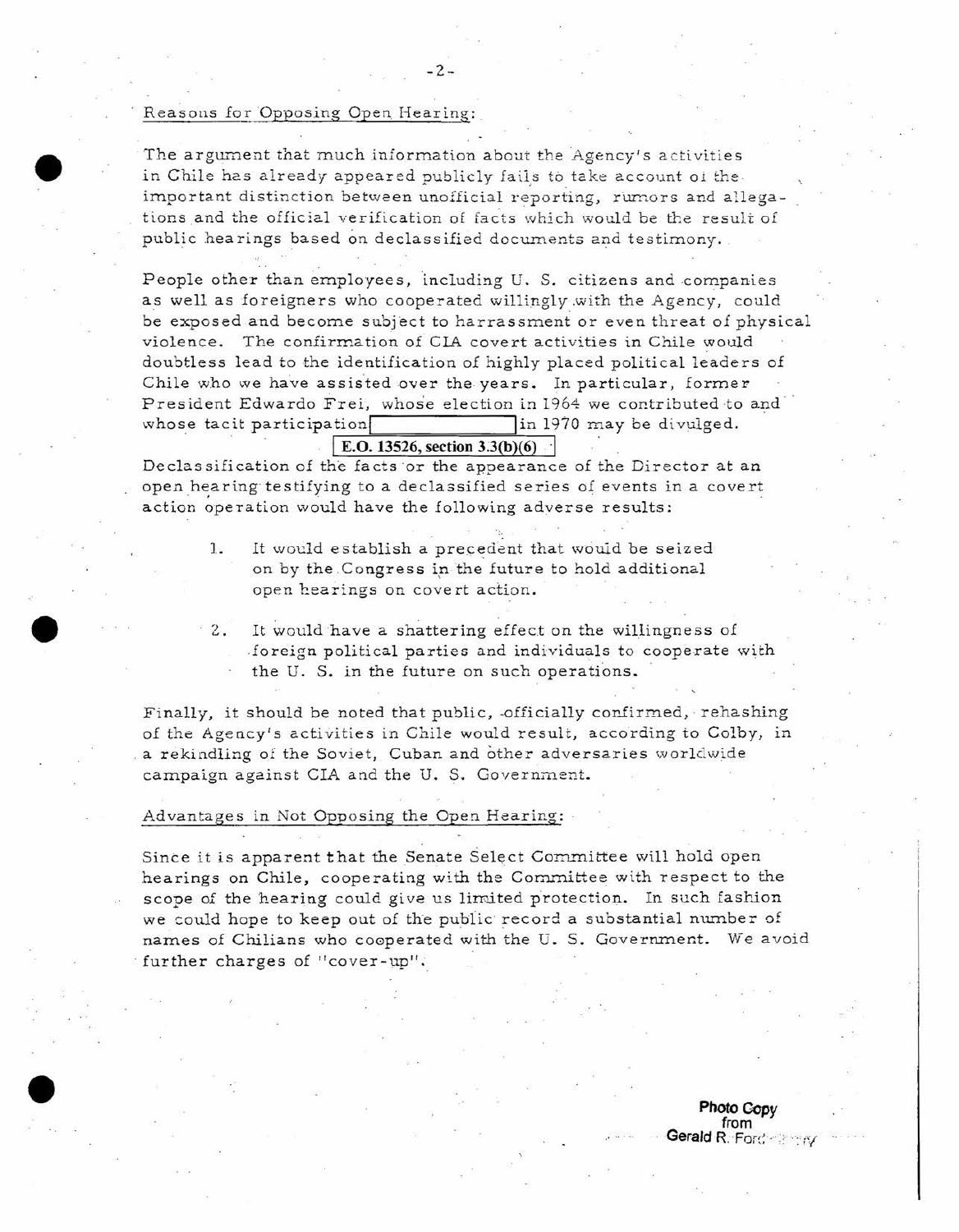Reasons for Opposing Open Hearing:

The argument that much information about the Agency's activities in Chile has already appeared publicly fails to take account of the important distinction between unofficial reporting, rumors and allegations and the official verification of facts which would be the result of public hearings based on declassified documents and testimony.

People other than employees, including U. S. citizens and companies as well as foreigners who cooperated willingly with the Agency, could be exposed and become subject to harrassment or even threat of physical violence. The confirmation of CIA covert activities in Chile would doubtless lead to the identification of highly placed political leaders of Chile who we have assisted over the years. In particular, former President Edwardo Frei, whose election in 1964 we contributed to and whose tacit participation [ ] in 1970 may be divulged.

**E.O. 13526, section 3.3(b)(6)**

Declassification of the facts or the appearance of the Director at an open hearing testifying to a declassified series of events in a covert action operation would have the following adverse results:

1. It would establish a precedent that would be seized on by the Congress in the future to hold additional open hearings on covert action.

2. It would have a shattering effect on the willingness of foreign political parties and individuals to cooperate with the U. S. in the future on such operations.

Finally, it should be noted that public, officially confirmed, rehashing of the Agency's activities in Chile would result, according to Colby, in a rekindling of the Soviet, Cuban and other adversaries worldwide campaign against CIA and the U. S. Government.

Advantages in Not Opposing the Open Hearing:

Since it is apparent that the Senate Select Committee will hold open hearings on Chile, cooperating with the Committee with respect to the scope of the hearing could give us limited protection. In such fashion we could hope to keep out of the public record a substantial number of names of Chilians who cooperated with the U. S. Government. We avoid further charges of "cover-up".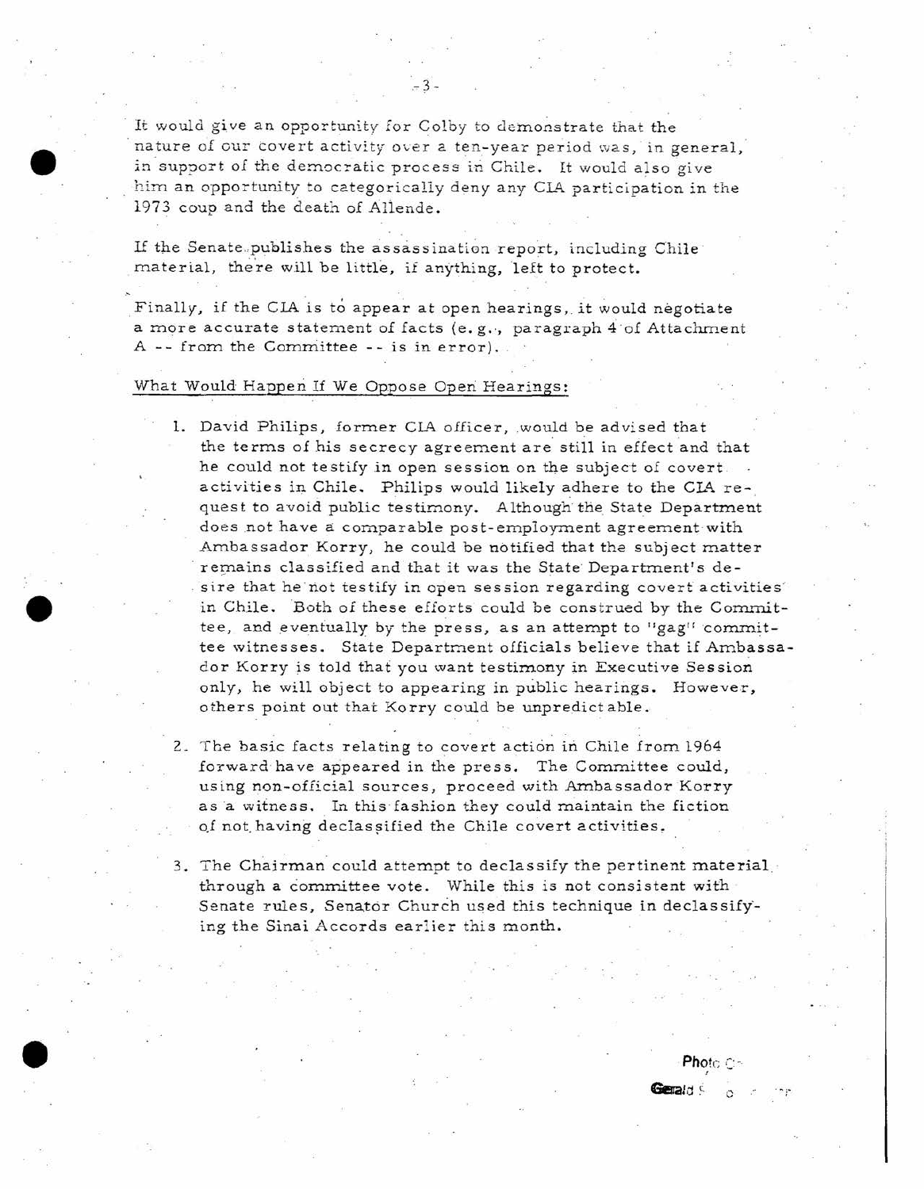It would give an opportunity for Colby to demonstrate that the nature of our covert activity over a ten-year period was, in general, in support of the democratic process in Chile. It would also give him an opportunity to categorically deny any CIA participation in the 1973 coup and the death of Allende.

If the Senate publishes the assassination report, including Chile material, there will be little, if anything, left to protect.

Finally, if the CIA is to appear at open hearings, it would negotiate a more accurate statement of facts (e.g., paragraph 4 of Attachment A -- from the Committee -- is in error).

<u>What Would Happen If We Oppose Open Hearings:</u>

1. David Philips, former CIA officer, would be advised that the terms of his secrecy agreement are still in effect and that he could not testify in open session on the subject of covert activities in Chile. Philips would likely adhere to the CIA request to avoid public testimony. Although the State Department does not have a comparable post-employment agreement with Ambassador Korry, he could be notified that the subject matter remains classified and that it was the State Department's desire that he not testify in open session regarding covert activities in Chile. Both of these efforts could be construed by the Committee, and eventually by the press, as an attempt to "gag" committee witnesses. State Department officials believe that if Ambassador Korry is told that you want testimony in Executive Session only, he will object to appearing in public hearings. However, others point out that Korry could be unpredictable.

2. The basic facts relating to covert action in Chile from 1964 forward have appeared in the press. The Committee could, using non-official sources, proceed with Ambassador Korry as a witness. In this fashion they could maintain the fiction of not having declassified the Chile covert activities.

3. The Chairman could attempt to declassify the pertinent material through a committee vote. While this is not consistent with Senate rules, Senator Church used this technique in declassifying the Sinai Accords earlier this month.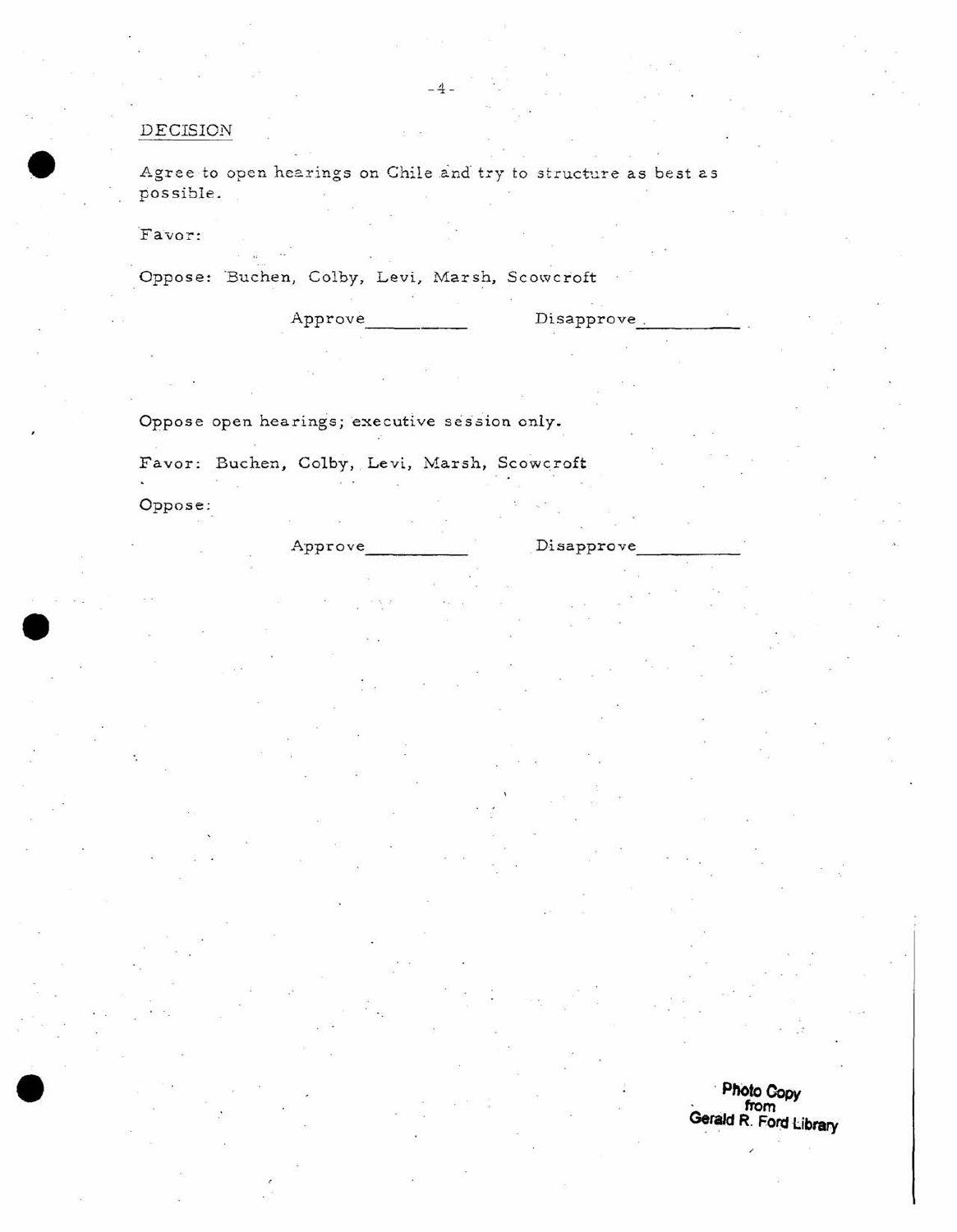DECISION

Agree to open hearings on Chile and try to structure as best as possible.

Favor:

Oppose: Buchen, Colby, Levi, Marsh, Scowcroft

Approve__________ Disapprove__________

Oppose open hearings; executive session only.

Favor: Buchen, Colby, Levi, Marsh, Scowcroft

Oppose:

Approve__________ Disapprove__________

Photo Copy from Gerald R. Ford Library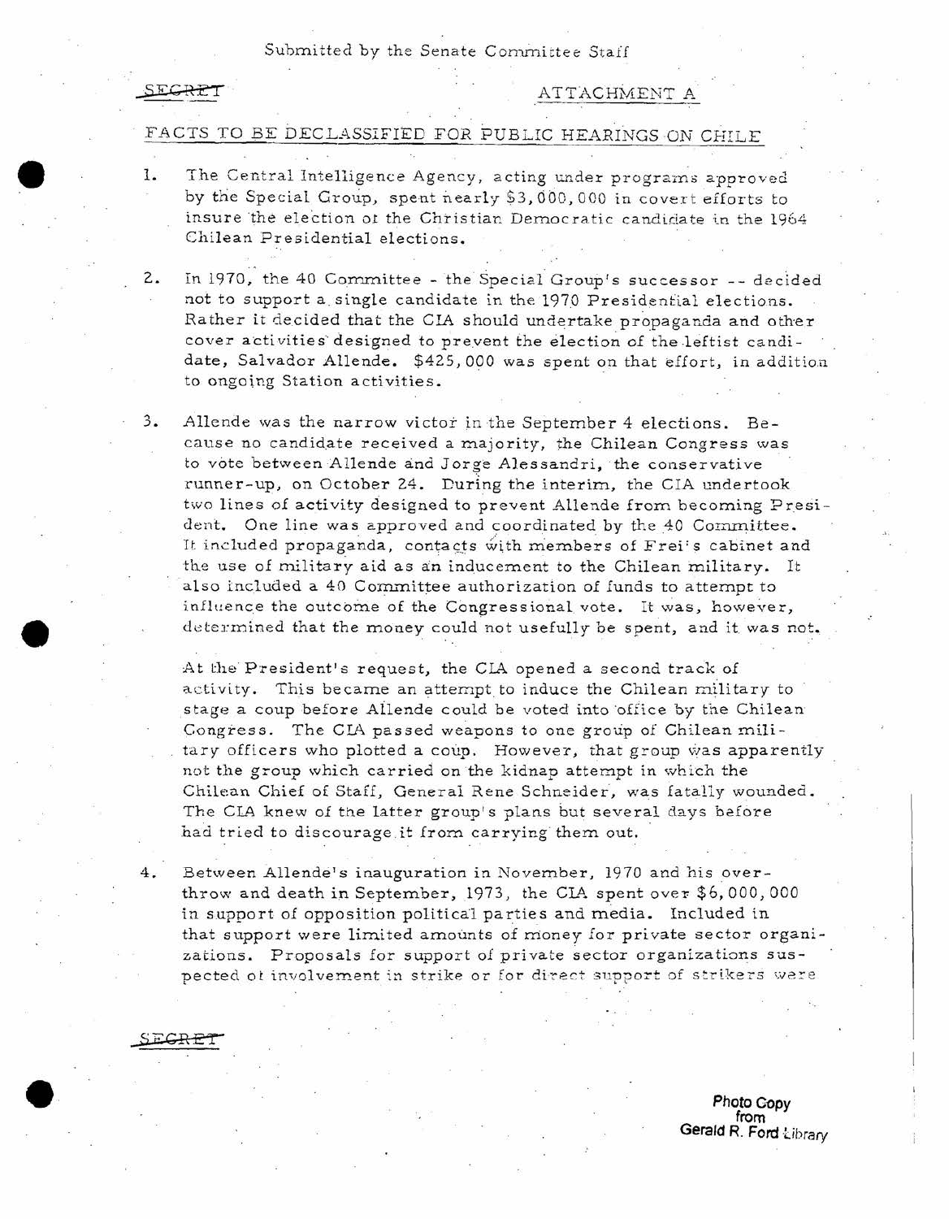Submitted by the Senate Committee Staff

~~SECRET~~

ATTACHMENT A

FACTS TO BE DECLASSIFIED FOR PUBLIC HEARINGS ON CHILE

1. The Central Intelligence Agency, acting under programs approved by the Special Group, spent nearly $3,000,000 in covert efforts to insure the election of the Christian Democratic candidate in the 1964 Chilean Presidential elections.

2. In 1970, the 40 Committee - the Special Group's successor -- decided not to support a single candidate in the 1970 Presidential elections. Rather it decided that the CIA should undertake propaganda and other cover activities designed to prevent the election of the leftist candidate, Salvador Allende. $425,000 was spent on that effort, in addition to ongoing Station activities.

3. Allende was the narrow victor in the September 4 elections. Because no candidate received a majority, the Chilean Congress was to vote between Allende and Jorge Alessandri, the conservative runner-up, on October 24. During the interim, the CIA undertook two lines of activity designed to prevent Allende from becoming President. One line was approved and coordinated by the 40 Committee. It included propaganda, contacts with members of Frei's cabinet and the use of military aid as an inducement to the Chilean military. It also included a 40 Committee authorization of funds to attempt to influence the outcome of the Congressional vote. It was, however, determined that the money could not usefully be spent, and it was not.

   At the President's request, the CIA opened a second track of activity. This became an attempt to induce the Chilean military to stage a coup before Allende could be voted into office by the Chilean Congress. The CIA passed weapons to one group of Chilean military officers who plotted a coup. However, that group was apparently not the group which carried on the kidnap attempt in which the Chilean Chief of Staff, General Rene Schneider, was fatally wounded. The CIA knew of the latter group's plans but several days before had tried to discourage it from carrying them out.

4. Between Allende's inauguration in November, 1970 and his overthrow and death in September, 1973, the CIA spent over $6,000,000 in support of opposition political parties and media. Included in that support were limited amounts of money for private sector organizations. Proposals for support of private sector organizations suspected of involvement in strike or for direct support of strikers were

~~SECRET~~

Photo Copy from Gerald R. Ford Library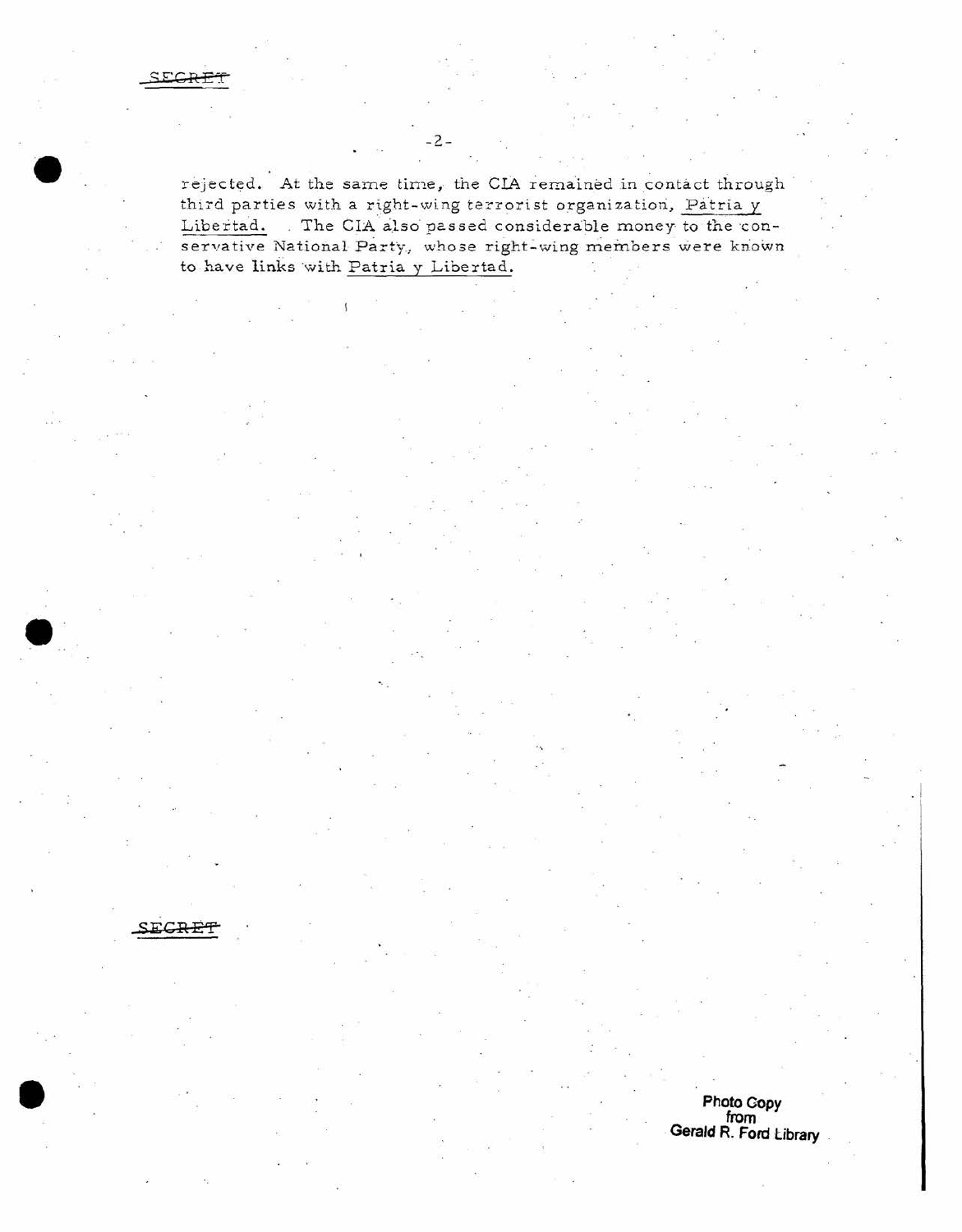~~SECRET~~

rejected. At the same time, the CIA remained in contact through third parties with a right-wing terrorist organization, Patria y Libertad. The CIA also passed considerable money to the conservative National Party, whose right-wing members were known to have links with Patria y Libertad.

~~SECRET~~

Photo Copy from Gerald R. Ford Library